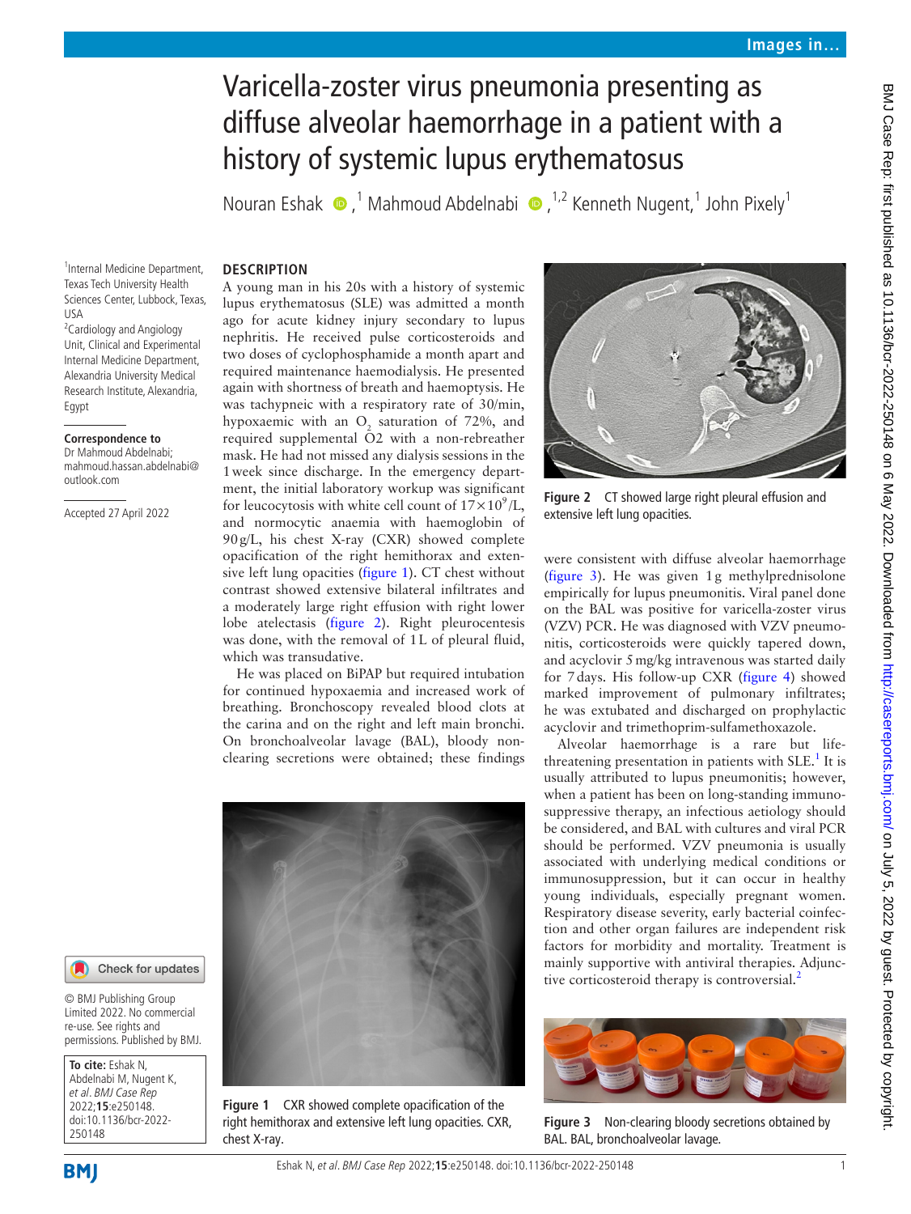# Varicella-zoster virus pneumonia presenting as diffuse alveolar haemorrhage in a patient with a history of systemic lupus erythematosus

Nouran Eshak [1], Mahmoud Abdelnabi [1,2], Kenneth Nugent [1], John Pixely [1]

[1] Internal Medicine Department, Texas Tech University Health Sciences Center, Lubbock, Texas, USA
[2] Cardiology and Angiology Unit, Clinical and Experimental Internal Medicine Department, Alexandria University Medical Research Institute, Alexandria, Egypt

**Correspondence to**
Dr Mahmoud Abdelnabi; mahmoud.hassan.abdelnabi@outlook.com

Accepted 27 April 2022

© BMJ Publishing Group Limited 2022. No commercial re-use. See rights and permissions. Published by BMJ.

**To cite:** Eshak N, Abdelnabi M, Nugent K, *et al. BMJ Case Rep* 2022;**15**:e250148. doi:10.1136/bcr-2022-250148

## DESCRIPTION

A young man in his 20s with a history of systemic lupus erythematosus (SLE) was admitted a month ago for acute kidney injury secondary to lupus nephritis. He received pulse corticosteroids and two doses of cyclophosphamide a month apart and required maintenance haemodialysis. He presented again with shortness of breath and haemoptysis. He was tachypneic with a respiratory rate of 30/min, hypoxaemic with an $O_2$ saturation of 72%, and required supplemental O2 with a non-rebreather mask. He had not missed any dialysis sessions in the 1 week since discharge. In the emergency department, the initial laboratory workup was significant for leucocytosis with white cell count of $17\times10^9$/L, and normocytic anaemia with haemoglobin of 90 g/L, his chest X-ray (CXR) showed complete opacification of the right hemithorax and extensive left lung opacities (figure 1). CT chest without contrast showed extensive bilateral infiltrates and a moderately large right effusion with right lower lobe atelectasis (figure 2). Right pleurocentesis was done, with the removal of 1 L of pleural fluid, which was transudative.

He was placed on BiPAP but required intubation for continued hypoxaemia and increased work of breathing. Bronchoscopy revealed blood clots at the carina and on the right and left main bronchi. On bronchoalveolar lavage (BAL), bloody non-clearing secretions were obtained; these findings were consistent with diffuse alveolar haemorrhage (figure 3). He was given 1 g methylprednisolone empirically for lupus pneumonitis. Viral panel done on the BAL was positive for varicella-zoster virus (VZV) PCR. He was diagnosed with VZV pneumonitis, corticosteroids were quickly tapered down, and acyclovir 5 mg/kg intravenous was started daily for 7 days. His follow-up CXR (figure 4) showed marked improvement of pulmonary infiltrates; he was extubated and discharged on prophylactic acyclovir and trimethoprim-sulfamethoxazole.

Alveolar haemorrhage is a rare but life-threatening presentation in patients with SLE.[1] It is usually attributed to lupus pneumonitis; however, when a patient has been on long-standing immunosuppressive therapy, an infectious aetiology should be considered, and BAL with cultures and viral PCR should be performed. VZV pneumonia is usually associated with underlying medical conditions or immunosuppression, but it can occur in healthy young individuals, especially pregnant women. Respiratory disease severity, early bacterial coinfection and other organ failures are independent risk factors for morbidity and mortality. Treatment is mainly supportive with antiviral therapies. Adjunctive corticosteroid therapy is controversial.[2]

Figure 1 CXR showed complete opacification of the right hemithorax and extensive left lung opacities. CXR, chest X-ray.

Figure 2 CT showed large right pleural effusion and extensive left lung opacities.

Figure 3 Non-clearing bloody secretions obtained by BAL. BAL, bronchoalveolar lavage.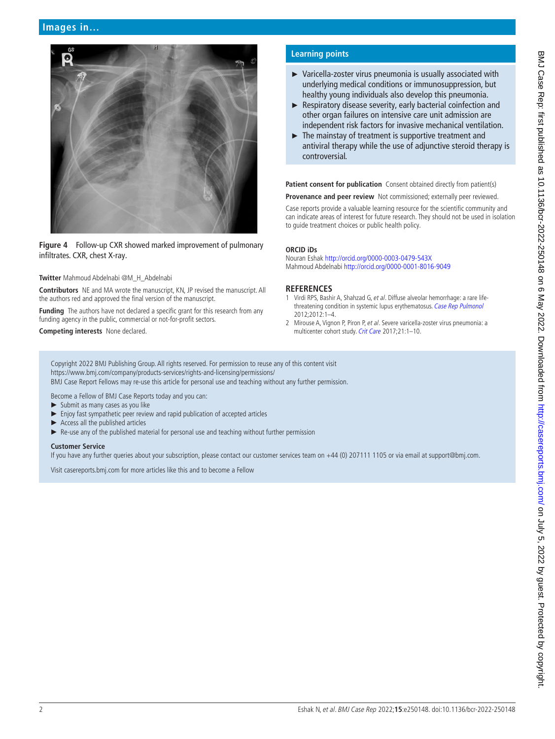Figure 4 Follow-up CXR showed marked improvement of pulmonary infiltrates. CXR, chest X-ray.

**Twitter** Mahmoud Abdelnabi @M_H_Abdelnabi

**Contributors** NE and MA wrote the manuscript, KN, JP revised the manuscript. All the authors red and approved the final version of the manuscript.

**Funding** The authors have not declared a specific grant for this research from any funding agency in the public, commercial or not-for-profit sectors.

**Competing interests** None declared.

## Learning points

- Varicella-zoster virus pneumonia is usually associated with underlying medical conditions or immunosuppression, but healthy young individuals also develop this pneumonia.
- Respiratory disease severity, early bacterial coinfection and other organ failures on intensive care unit admission are independent risk factors for invasive mechanical ventilation.
- The mainstay of treatment is supportive treatment and antiviral therapy while the use of adjunctive steroid therapy is controversial.

**Patient consent for publication** Consent obtained directly from patient(s)

**Provenance and peer review** Not commissioned; externally peer reviewed.

Case reports provide a valuable learning resource for the scientific community and can indicate areas of interest for future research. They should not be used in isolation to guide treatment choices or public health policy.

**ORCID iDs**

Nouran Eshak http://orcid.org/0000-0003-0479-543X
Mahmoud Abdelnabi http://orcid.org/0000-0001-8016-9049

## REFERENCES

1. Virdi RPS, Bashir A, Shahzad G, *et al*. Diffuse alveolar hemorrhage: a rare life-threatening condition in systemic lupus erythematosus. *Case Rep Pulmonol* 2012;2012:1–4.
2. Mirouse A, Vignon P, Piron P, *et al*. Severe varicella-zoster virus pneumonia: a multicenter cohort study. *Crit Care* 2017;21:1–10.

Copyright 2022 BMJ Publishing Group. All rights reserved. For permission to reuse any of this content visit https://www.bmj.com/company/products-services/rights-and-licensing/permissions/
BMJ Case Report Fellows may re-use this article for personal use and teaching without any further permission.

Become a Fellow of BMJ Case Reports today and you can:

- Submit as many cases as you like
- Enjoy fast sympathetic peer review and rapid publication of accepted articles
- Access all the published articles
- Re-use any of the published material for personal use and teaching without further permission

**Customer Service**

If you have any further queries about your subscription, please contact our customer services team on +44 (0) 207111 1105 or via email at support@bmj.com.

Visit casereports.bmj.com for more articles like this and to become a Fellow